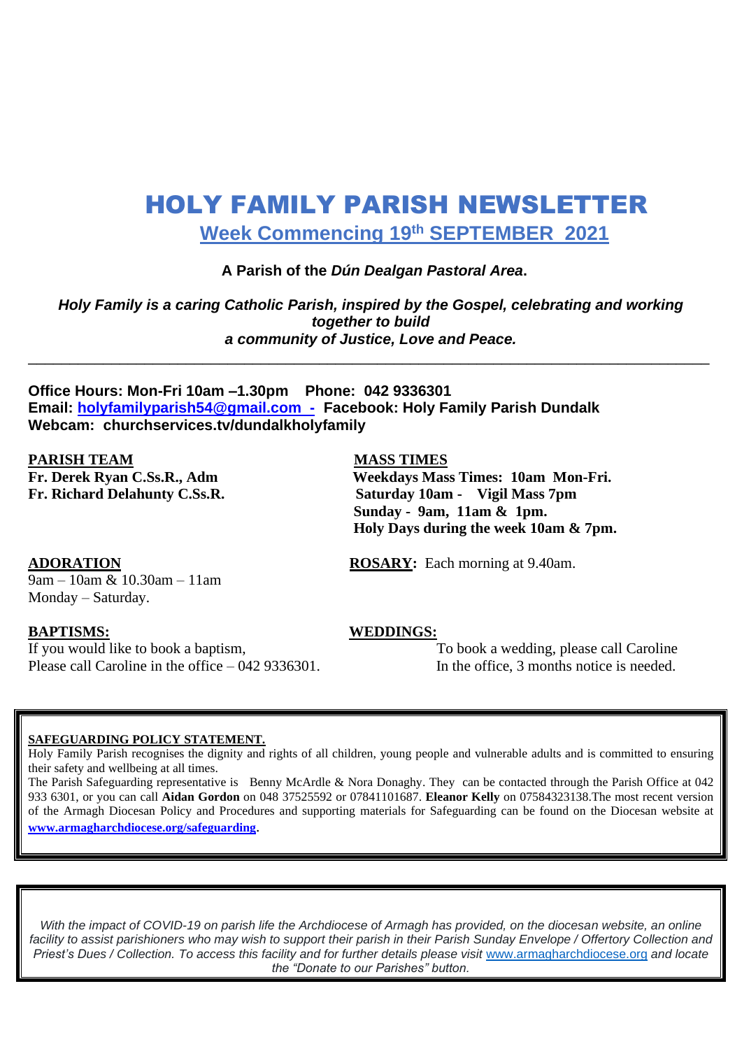# HOLY FAMILY PARISH NEWSLETTER

## Week Commencing 19th SEPTEMBER 2021

**A Parish of the *Dún Dealgan Pastoral Area*.**

***Holy Family is a caring Catholic Parish, inspired by the Gospel, celebrating and working together to build a community of Justice, Love and Peace.***

---

**Office Hours: Mon-Fri 10am –1.30pm Phone: 042 9336301**
**Email: holyfamilyparish54@gmail.com - Facebook: Holy Family Parish Dundalk**
**Webcam: churchservices.tv/dundalkholyfamily**

**PARISH TEAM**
**Fr. Derek Ryan C.Ss.R., Adm**
**Fr. Richard Delahunty C.Ss.R.**

**MASS TIMES**
**Weekdays Mass Times: 10am Mon-Fri.**
**Saturday 10am - Vigil Mass 7pm**
**Sunday - 9am, 11am & 1pm.**
**Holy Days during the week 10am & 7pm.**

**ADORATION**
9am – 10am & 10.30am – 11am
Monday – Saturday.

**ROSARY:** Each morning at 9.40am.

**BAPTISMS:**
If you would like to book a baptism,
Please call Caroline in the office – 042 9336301.

**WEDDINGS:**
To book a wedding, please call Caroline
In the office, 3 months notice is needed.

---

**SAFEGUARDING POLICY STATEMENT.**
Holy Family Parish recognises the dignity and rights of all children, young people and vulnerable adults and is committed to ensuring their safety and wellbeing at all times.
The Parish Safeguarding representative is Benny McArdle & Nora Donaghy. They can be contacted through the Parish Office at 042 933 6301, or you can call **Aidan Gordon** on 048 37525592 or 07841101687. **Eleanor Kelly** on 07584323138.The most recent version of the Armagh Diocesan Policy and Procedures and supporting materials for Safeguarding can be found on the Diocesan website at **www.armagharchdiocese.org/safeguarding**.

---

*With the impact of COVID-19 on parish life the Archdiocese of Armagh has provided, on the diocesan website, an online facility to assist parishioners who may wish to support their parish in their Parish Sunday Envelope / Offertory Collection and Priest's Dues / Collection. To access this facility and for further details please visit* www.armagharchdiocese.org *and locate the "Donate to our Parishes" button.*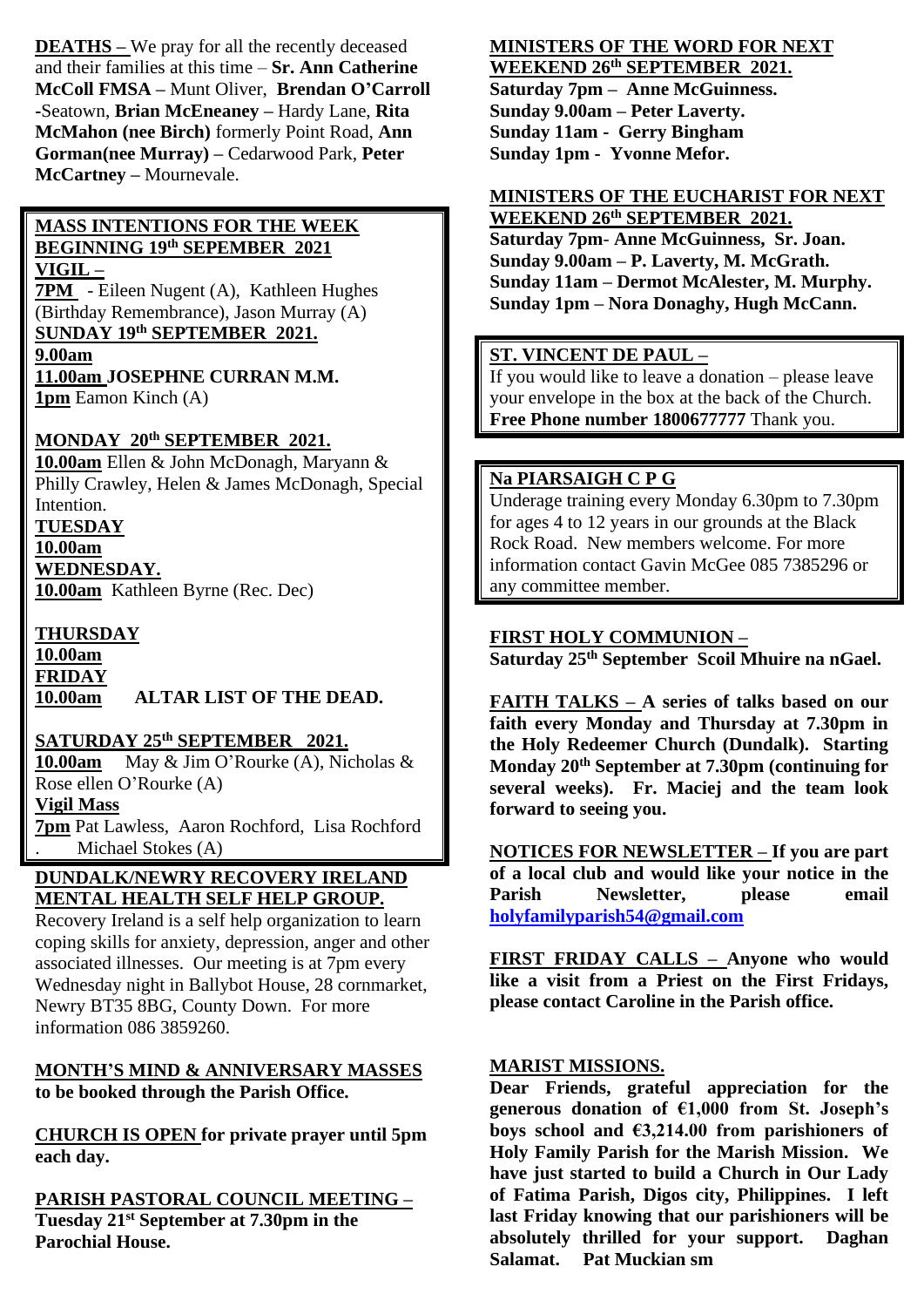**DEATHS –** We pray for all the recently deceased and their families at this time – **Sr. Ann Catherine McColl FMSA –** Munt Oliver, **Brendan O'Carroll** -Seatown, **Brian McEneaney –** Hardy Lane, **Rita McMahon (nee Birch)** formerly Point Road, **Ann Gorman(nee Murray) –** Cedarwood Park, **Peter McCartney –** Mournevale.

**MASS INTENTIONS FOR THE WEEK BEGINNING 19th SEPEMBER 2021**

**VIGIL –**

**7PM** - Eileen Nugent (A), Kathleen Hughes (Birthday Remembrance), Jason Murray (A)

**SUNDAY 19th SEPTEMBER 2021.**

**9.00am**

**11.00am JOSEPHNE CURRAN M.M.**

**1pm** Eamon Kinch (A)

**MONDAY 20th SEPTEMBER 2021.**

**10.00am** Ellen & John McDonagh, Maryann & Philly Crawley, Helen & James McDonagh, Special Intention.

**TUESDAY**

**10.00am**

**WEDNESDAY.**

**10.00am** Kathleen Byrne (Rec. Dec)

**THURSDAY**

**10.00am**

**FRIDAY**

**10.00am** **ALTAR LIST OF THE DEAD.**

**SATURDAY 25th SEPTEMBER 2021.**

**10.00am** May & Jim O'Rourke (A), Nicholas & Rose ellen O'Rourke (A)

**Vigil Mass**

**7pm** Pat Lawless, Aaron Rochford, Lisa Rochford . Michael Stokes (A)

**DUNDALK/NEWRY RECOVERY IRELAND MENTAL HEALTH SELF HELP GROUP.**

Recovery Ireland is a self help organization to learn coping skills for anxiety, depression, anger and other associated illnesses. Our meeting is at 7pm every Wednesday night in Ballybot House, 28 cornmarket, Newry BT35 8BG, County Down. For more information 086 3859260.

**MONTH'S MIND & ANNIVERSARY MASSES to be booked through the Parish Office.**

**CHURCH IS OPEN for private prayer until 5pm each day.**

**PARISH PASTORAL COUNCIL MEETING – Tuesday 21st September at 7.30pm in the Parochial House.**

**MINISTERS OF THE WORD FOR NEXT WEEKEND 26th SEPTEMBER 2021.**

**Saturday 7pm – Anne McGuinness.**
**Sunday 9.00am – Peter Laverty.**
**Sunday 11am - Gerry Bingham**
**Sunday 1pm - Yvonne Mefor.**

**MINISTERS OF THE EUCHARIST FOR NEXT WEEKEND 26th SEPTEMBER 2021.**

**Saturday 7pm- Anne McGuinness, Sr. Joan.**
**Sunday 9.00am – P. Laverty, M. McGrath.**
**Sunday 11am – Dermot McAlester, M. Murphy.**
**Sunday 1pm – Nora Donaghy, Hugh McCann.**

**ST. VINCENT DE PAUL –**

If you would like to leave a donation – please leave your envelope in the box at the back of the Church. **Free Phone number 1800677777** Thank you.

**Na PIARSAIGH C P G**

Underage training every Monday 6.30pm to 7.30pm for ages 4 to 12 years in our grounds at the Black Rock Road. New members welcome. For more information contact Gavin McGee 085 7385296 or any committee member.

**FIRST HOLY COMMUNION – Saturday 25th September Scoil Mhuire na nGael.**

**FAITH TALKS – A series of talks based on our faith every Monday and Thursday at 7.30pm in the Holy Redeemer Church (Dundalk). Starting Monday 20th September at 7.30pm (continuing for several weeks). Fr. Maciej and the team look forward to seeing you.**

**NOTICES FOR NEWSLETTER – If you are part of a local club and would like your notice in the Parish Newsletter, please email holyfamilyparish54@gmail.com**

**FIRST FRIDAY CALLS – Anyone who would like a visit from a Priest on the First Fridays, please contact Caroline in the Parish office.**

**MARIST MISSIONS.**

**Dear Friends, grateful appreciation for the generous donation of €1,000 from St. Joseph's boys school and €3,214.00 from parishioners of Holy Family Parish for the Marish Mission. We have just started to build a Church in Our Lady of Fatima Parish, Digos city, Philippines. I left last Friday knowing that our parishioners will be absolutely thrilled for your support. Daghan Salamat. Pat Muckian sm**